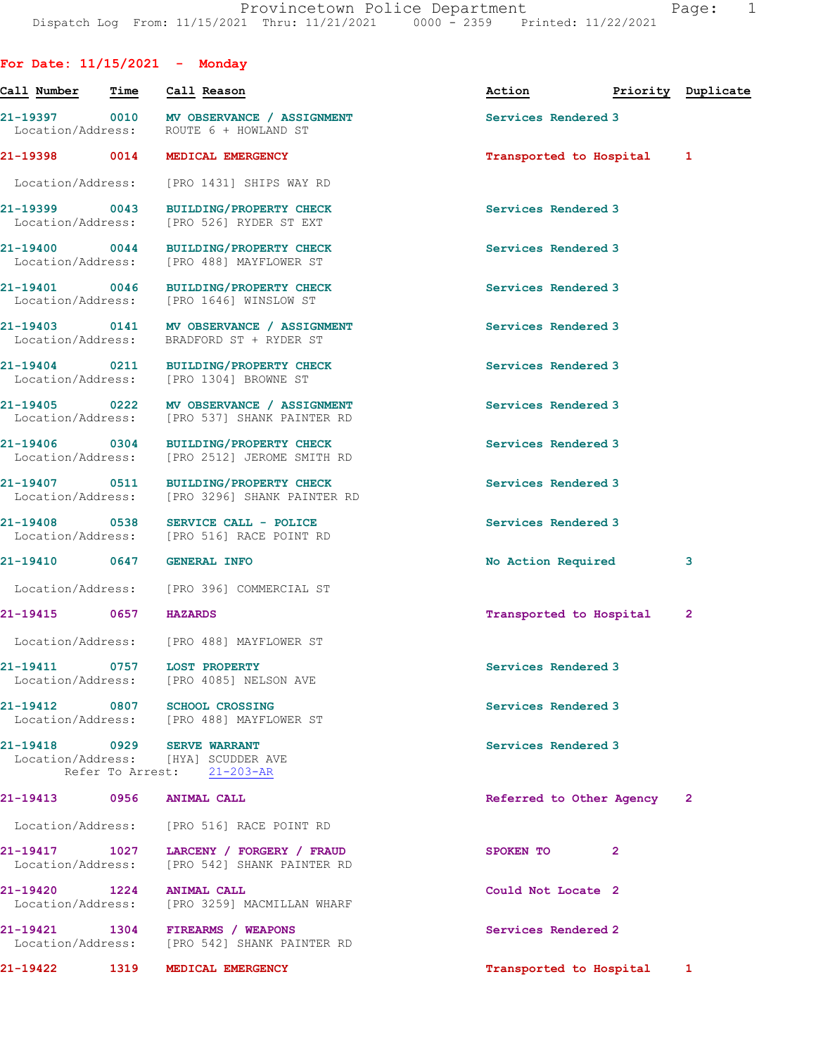Provincetown Police Department
Dispatch Log From: 11/15/2021 Thru: 11/21/2021 0000 - 2359 Printed: 11/22/2021

## For Date: 11/15/2021 - Monday

| Call Number | Time | Call Reason | Action | Priority | Duplicate |
|---|---|---|---|---|---|
| 21-19397 | 0010 | MV OBSERVANCE / ASSIGNMENT<br>Location/Address: ROUTE 6 + HOWLAND ST | Services Rendered | 3 | |
| 21-19398 | 0014 | MEDICAL EMERGENCY<br>Location/Address: [PRO 1431] SHIPS WAY RD | Transported to Hospital | 1 | |
| 21-19399 | 0043 | BUILDING/PROPERTY CHECK<br>Location/Address: [PRO 526] RYDER ST EXT | Services Rendered | 3 | |
| 21-19400 | 0044 | BUILDING/PROPERTY CHECK<br>Location/Address: [PRO 488] MAYFLOWER ST | Services Rendered | 3 | |
| 21-19401 | 0046 | BUILDING/PROPERTY CHECK<br>Location/Address: [PRO 1646] WINSLOW ST | Services Rendered | 3 | |
| 21-19403 | 0141 | MV OBSERVANCE / ASSIGNMENT<br>Location/Address: BRADFORD ST + RYDER ST | Services Rendered | 3 | |
| 21-19404 | 0211 | BUILDING/PROPERTY CHECK<br>Location/Address: [PRO 1304] BROWNE ST | Services Rendered | 3 | |
| 21-19405 | 0222 | MV OBSERVANCE / ASSIGNMENT<br>Location/Address: [PRO 537] SHANK PAINTER RD | Services Rendered | 3 | |
| 21-19406 | 0304 | BUILDING/PROPERTY CHECK<br>Location/Address: [PRO 2512] JEROME SMITH RD | Services Rendered | 3 | |
| 21-19407 | 0511 | BUILDING/PROPERTY CHECK<br>Location/Address: [PRO 3296] SHANK PAINTER RD | Services Rendered | 3 | |
| 21-19408 | 0538 | SERVICE CALL - POLICE<br>Location/Address: [PRO 516] RACE POINT RD | Services Rendered | 3 | |
| 21-19410 | 0647 | GENERAL INFO<br>Location/Address: [PRO 396] COMMERCIAL ST | No Action Required | 3 | |
| 21-19415 | 0657 | HAZARDS<br>Location/Address: [PRO 488] MAYFLOWER ST | Transported to Hospital | 2 | |
| 21-19411 | 0757 | LOST PROPERTY<br>Location/Address: [PRO 4085] NELSON AVE | Services Rendered | 3 | |
| 21-19412 | 0807 | SCHOOL CROSSING<br>Location/Address: [PRO 488] MAYFLOWER ST | Services Rendered | 3 | |
| 21-19418 | 0929 | SERVE WARRANT<br>Location/Address: [HYA] SCUDDER AVE<br>Refer To Arrest: 21-203-AR | Services Rendered | 3 | |
| 21-19413 | 0956 | ANIMAL CALL<br>Location/Address: [PRO 516] RACE POINT RD | Referred to Other Agency | 2 | |
| 21-19417 | 1027 | LARCENY / FORGERY / FRAUD<br>Location/Address: [PRO 542] SHANK PAINTER RD | SPOKEN TO | 2 | |
| 21-19420 | 1224 | ANIMAL CALL<br>Location/Address: [PRO 3259] MACMILLAN WHARF | Could Not Locate | 2 | |
| 21-19421 | 1304 | FIREARMS / WEAPONS<br>Location/Address: [PRO 542] SHANK PAINTER RD | Services Rendered | 2 | |
| 21-19422 | 1319 | MEDICAL EMERGENCY | Transported to Hospital | 1 | |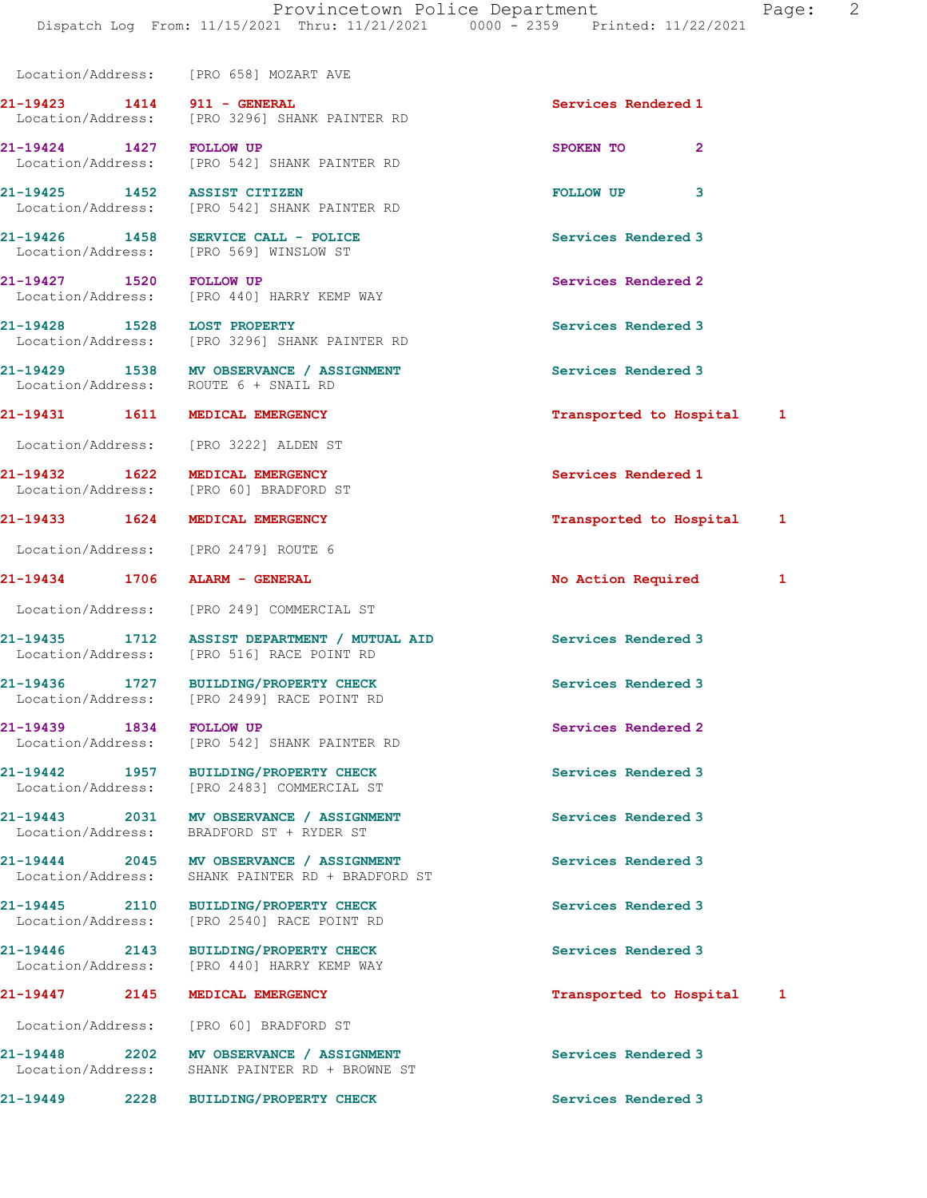Location/Address: [PRO 658] MOZART AVE

| Call Number | Time | Call Reason | Action | Priority |
|---|---|---|---|---|
| 21-19423 | 1414 | 911 - GENERAL | Services Rendered | 1 |
| | | Location/Address: [PRO 3296] SHANK PAINTER RD | | |
| 21-19424 | 1427 | FOLLOW UP | SPOKEN TO | 2 |
| | | Location/Address: [PRO 542] SHANK PAINTER RD | | |
| 21-19425 | 1452 | ASSIST CITIZEN | FOLLOW UP | 3 |
| | | Location/Address: [PRO 542] SHANK PAINTER RD | | |
| 21-19426 | 1458 | SERVICE CALL - POLICE | Services Rendered | 3 |
| | | Location/Address: [PRO 569] WINSLOW ST | | |
| 21-19427 | 1520 | FOLLOW UP | Services Rendered | 2 |
| | | Location/Address: [PRO 440] HARRY KEMP WAY | | |
| 21-19428 | 1528 | LOST PROPERTY | Services Rendered | 3 |
| | | Location/Address: [PRO 3296] SHANK PAINTER RD | | |
| 21-19429 | 1538 | MV OBSERVANCE / ASSIGNMENT | Services Rendered | 3 |
| | | Location/Address: ROUTE 6 + SNAIL RD | | |
| 21-19431 | 1611 | MEDICAL EMERGENCY | Transported to Hospital | 1 |
| | | Location/Address: [PRO 3222] ALDEN ST | | |
| 21-19432 | 1622 | MEDICAL EMERGENCY | Services Rendered | 1 |
| | | Location/Address: [PRO 60] BRADFORD ST | | |
| 21-19433 | 1624 | MEDICAL EMERGENCY | Transported to Hospital | 1 |
| | | Location/Address: [PRO 2479] ROUTE 6 | | |
| 21-19434 | 1706 | ALARM - GENERAL | No Action Required | 1 |
| | | Location/Address: [PRO 249] COMMERCIAL ST | | |
| 21-19435 | 1712 | ASSIST DEPARTMENT / MUTUAL AID | Services Rendered | 3 |
| | | Location/Address: [PRO 516] RACE POINT RD | | |
| 21-19436 | 1727 | BUILDING/PROPERTY CHECK | Services Rendered | 3 |
| | | Location/Address: [PRO 2499] RACE POINT RD | | |
| 21-19439 | 1834 | FOLLOW UP | Services Rendered | 2 |
| | | Location/Address: [PRO 542] SHANK PAINTER RD | | |
| 21-19442 | 1957 | BUILDING/PROPERTY CHECK | Services Rendered | 3 |
| | | Location/Address: [PRO 2483] COMMERCIAL ST | | |
| 21-19443 | 2031 | MV OBSERVANCE / ASSIGNMENT | Services Rendered | 3 |
| | | Location/Address: BRADFORD ST + RYDER ST | | |
| 21-19444 | 2045 | MV OBSERVANCE / ASSIGNMENT | Services Rendered | 3 |
| | | Location/Address: SHANK PAINTER RD + BRADFORD ST | | |
| 21-19445 | 2110 | BUILDING/PROPERTY CHECK | Services Rendered | 3 |
| | | Location/Address: [PRO 2540] RACE POINT RD | | |
| 21-19446 | 2143 | BUILDING/PROPERTY CHECK | Services Rendered | 3 |
| | | Location/Address: [PRO 440] HARRY KEMP WAY | | |
| 21-19447 | 2145 | MEDICAL EMERGENCY | Transported to Hospital | 1 |
| | | Location/Address: [PRO 60] BRADFORD ST | | |
| 21-19448 | 2202 | MV OBSERVANCE / ASSIGNMENT | Services Rendered | 3 |
| | | Location/Address: SHANK PAINTER RD + BROWNE ST | | |
| 21-19449 | 2228 | BUILDING/PROPERTY CHECK | Services Rendered | 3 |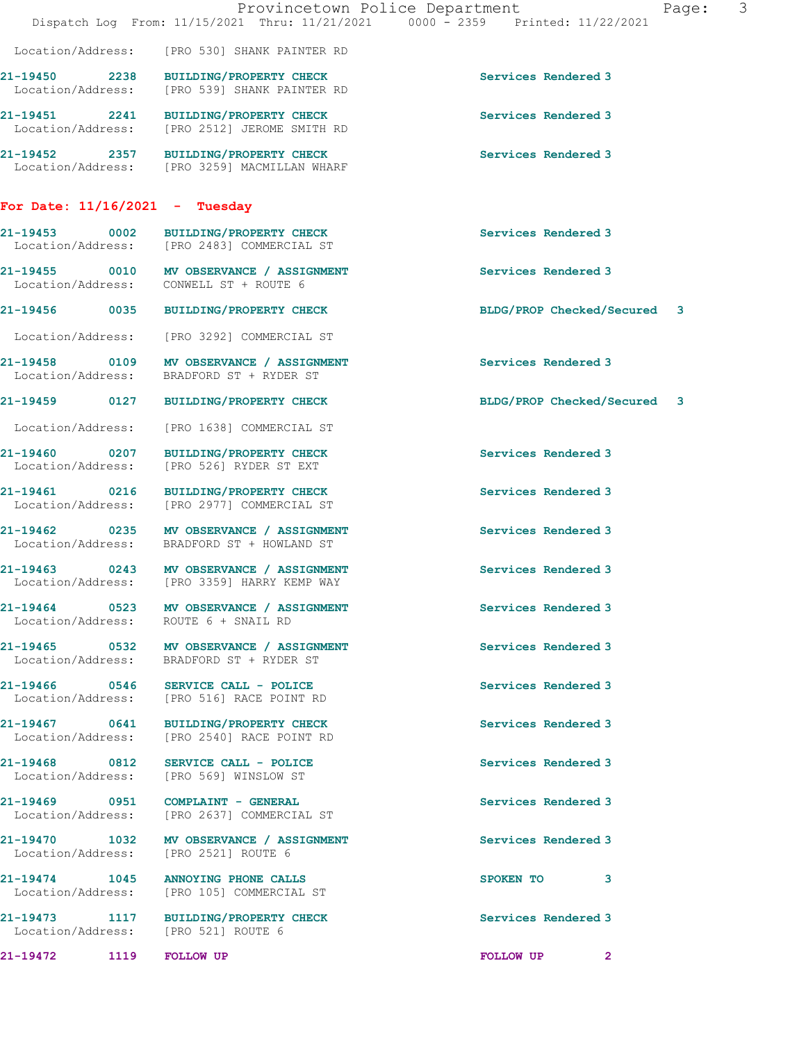Location/Address: [PRO 530] SHANK PAINTER RD

21-19450 2238 BUILDING/PROPERTY CHECK Services Rendered 3
Location/Address: [PRO 539] SHANK PAINTER RD

21-19451 2241 BUILDING/PROPERTY CHECK Services Rendered 3
Location/Address: [PRO 2512] JEROME SMITH RD

21-19452 2357 BUILDING/PROPERTY CHECK Services Rendered 3
Location/Address: [PRO 3259] MACMILLAN WHARF

## For Date: 11/16/2021 - Tuesday

21-19453 0002 BUILDING/PROPERTY CHECK Services Rendered 3
Location/Address: [PRO 2483] COMMERCIAL ST

21-19455 0010 MV OBSERVANCE / ASSIGNMENT Services Rendered 3
Location/Address: CONWELL ST + ROUTE 6

21-19456 0035 BUILDING/PROPERTY CHECK BLDG/PROP Checked/Secured 3
Location/Address: [PRO 3292] COMMERCIAL ST

21-19458 0109 MV OBSERVANCE / ASSIGNMENT Services Rendered 3
Location/Address: BRADFORD ST + RYDER ST

21-19459 0127 BUILDING/PROPERTY CHECK BLDG/PROP Checked/Secured 3
Location/Address: [PRO 1638] COMMERCIAL ST

21-19460 0207 BUILDING/PROPERTY CHECK Services Rendered 3
Location/Address: [PRO 526] RYDER ST EXT

21-19461 0216 BUILDING/PROPERTY CHECK Services Rendered 3
Location/Address: [PRO 2977] COMMERCIAL ST

21-19462 0235 MV OBSERVANCE / ASSIGNMENT Services Rendered 3
Location/Address: BRADFORD ST + HOWLAND ST

21-19463 0243 MV OBSERVANCE / ASSIGNMENT Services Rendered 3
Location/Address: [PRO 3359] HARRY KEMP WAY

21-19464 0523 MV OBSERVANCE / ASSIGNMENT Services Rendered 3
Location/Address: ROUTE 6 + SNAIL RD

21-19465 0532 MV OBSERVANCE / ASSIGNMENT Services Rendered 3
Location/Address: BRADFORD ST + RYDER ST

21-19466 0546 SERVICE CALL - POLICE Services Rendered 3
Location/Address: [PRO 516] RACE POINT RD

21-19467 0641 BUILDING/PROPERTY CHECK Services Rendered 3
Location/Address: [PRO 2540] RACE POINT RD

21-19468 0812 SERVICE CALL - POLICE Services Rendered 3
Location/Address: [PRO 569] WINSLOW ST

21-19469 0951 COMPLAINT - GENERAL Services Rendered 3
Location/Address: [PRO 2637] COMMERCIAL ST

21-19470 1032 MV OBSERVANCE / ASSIGNMENT Services Rendered 3
Location/Address: [PRO 2521] ROUTE 6

21-19474 1045 ANNOYING PHONE CALLS SPOKEN TO 3
Location/Address: [PRO 105] COMMERCIAL ST

21-19473 1117 BUILDING/PROPERTY CHECK Services Rendered 3
Location/Address: [PRO 521] ROUTE 6

21-19472 1119 FOLLOW UP FOLLOW UP 2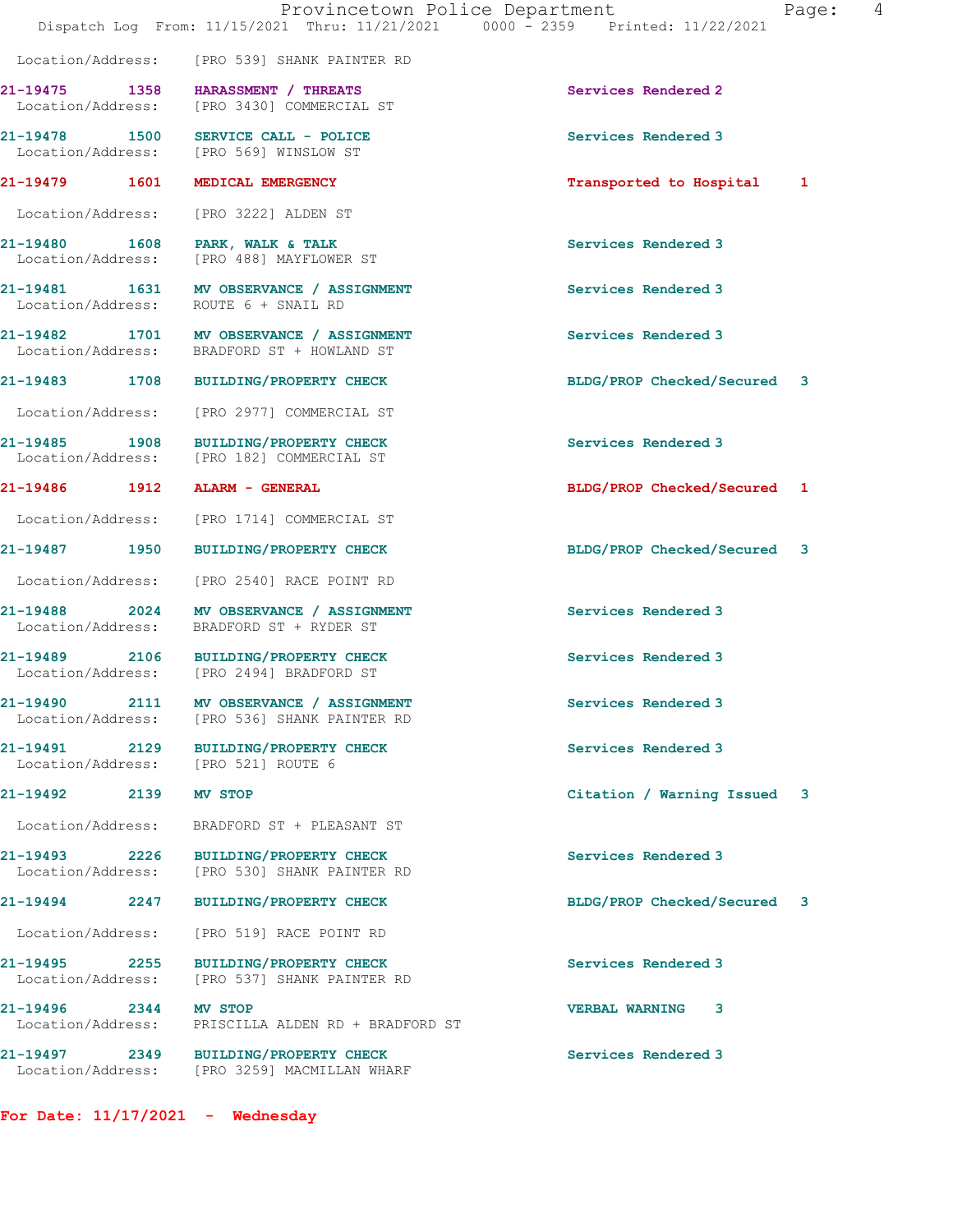Location/Address: [PRO 539] SHANK PAINTER RD

| Call # | Time | Call Type | Disposition | Priority |
|---|---|---|---|---|
| 21-19475 | 1358 | HARASSMENT / THREATS | Services Rendered | 2 |
| | | Location/Address: [PRO 3430] COMMERCIAL ST | | |
| 21-19478 | 1500 | SERVICE CALL - POLICE | Services Rendered | 3 |
| | | Location/Address: [PRO 569] WINSLOW ST | | |
| 21-19479 | 1601 | MEDICAL EMERGENCY | Transported to Hospital | 1 |
| | | Location/Address: [PRO 3222] ALDEN ST | | |
| 21-19480 | 1608 | PARK, WALK & TALK | Services Rendered | 3 |
| | | Location/Address: [PRO 488] MAYFLOWER ST | | |
| 21-19481 | 1631 | MV OBSERVANCE / ASSIGNMENT | Services Rendered | 3 |
| | | Location/Address: ROUTE 6 + SNAIL RD | | |
| 21-19482 | 1701 | MV OBSERVANCE / ASSIGNMENT | Services Rendered | 3 |
| | | Location/Address: BRADFORD ST + HOWLAND ST | | |
| 21-19483 | 1708 | BUILDING/PROPERTY CHECK | BLDG/PROP Checked/Secured | 3 |
| | | Location/Address: [PRO 2977] COMMERCIAL ST | | |
| 21-19485 | 1908 | BUILDING/PROPERTY CHECK | Services Rendered | 3 |
| | | Location/Address: [PRO 182] COMMERCIAL ST | | |
| 21-19486 | 1912 | ALARM - GENERAL | BLDG/PROP Checked/Secured | 1 |
| | | Location/Address: [PRO 1714] COMMERCIAL ST | | |
| 21-19487 | 1950 | BUILDING/PROPERTY CHECK | BLDG/PROP Checked/Secured | 3 |
| | | Location/Address: [PRO 2540] RACE POINT RD | | |
| 21-19488 | 2024 | MV OBSERVANCE / ASSIGNMENT | Services Rendered | 3 |
| | | Location/Address: BRADFORD ST + RYDER ST | | |
| 21-19489 | 2106 | BUILDING/PROPERTY CHECK | Services Rendered | 3 |
| | | Location/Address: [PRO 2494] BRADFORD ST | | |
| 21-19490 | 2111 | MV OBSERVANCE / ASSIGNMENT | Services Rendered | 3 |
| | | Location/Address: [PRO 536] SHANK PAINTER RD | | |
| 21-19491 | 2129 | BUILDING/PROPERTY CHECK | Services Rendered | 3 |
| | | Location/Address: [PRO 521] ROUTE 6 | | |
| 21-19492 | 2139 | MV STOP | Citation / Warning Issued | 3 |
| | | Location/Address: BRADFORD ST + PLEASANT ST | | |
| 21-19493 | 2226 | BUILDING/PROPERTY CHECK | Services Rendered | 3 |
| | | Location/Address: [PRO 530] SHANK PAINTER RD | | |
| 21-19494 | 2247 | BUILDING/PROPERTY CHECK | BLDG/PROP Checked/Secured | 3 |
| | | Location/Address: [PRO 519] RACE POINT RD | | |
| 21-19495 | 2255 | BUILDING/PROPERTY CHECK | Services Rendered | 3 |
| | | Location/Address: [PRO 537] SHANK PAINTER RD | | |
| 21-19496 | 2344 | MV STOP | VERBAL WARNING | 3 |
| | | Location/Address: PRISCILLA ALDEN RD + BRADFORD ST | | |
| 21-19497 | 2349 | BUILDING/PROPERTY CHECK | Services Rendered | 3 |
| | | Location/Address: [PRO 3259] MACMILLAN WHARF | | |

**For Date: 11/17/2021 - Wednesday**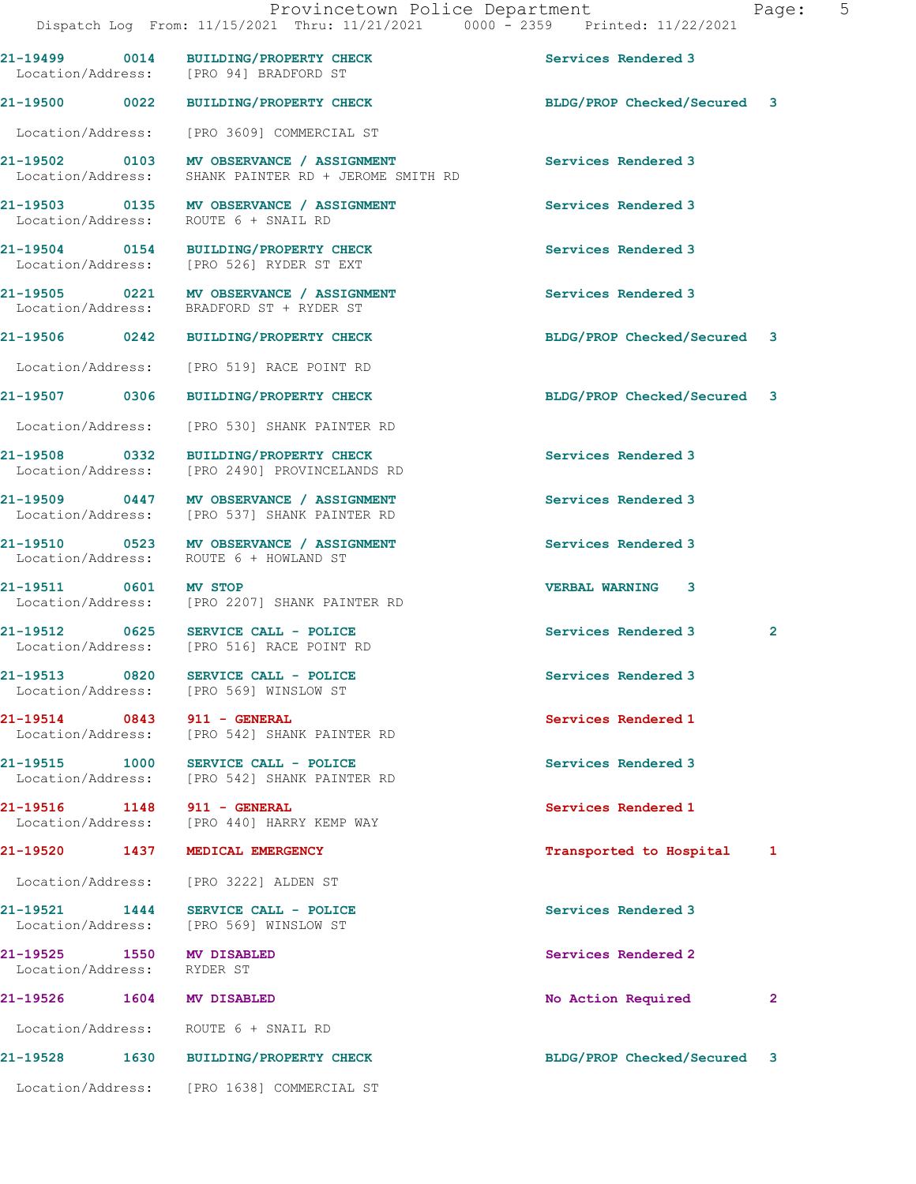21-19499 0014 BUILDING/PROPERTY CHECK Services Rendered 3
Location/Address: [PRO 94] BRADFORD ST

21-19500 0022 BUILDING/PROPERTY CHECK BLDG/PROP Checked/Secured 3
Location/Address: [PRO 3609] COMMERCIAL ST

21-19502 0103 MV OBSERVANCE / ASSIGNMENT Services Rendered 3
Location/Address: SHANK PAINTER RD + JEROME SMITH RD

21-19503 0135 MV OBSERVANCE / ASSIGNMENT Services Rendered 3
Location/Address: ROUTE 6 + SNAIL RD

21-19504 0154 BUILDING/PROPERTY CHECK Services Rendered 3
Location/Address: [PRO 526] RYDER ST EXT

21-19505 0221 MV OBSERVANCE / ASSIGNMENT Services Rendered 3
Location/Address: BRADFORD ST + RYDER ST

21-19506 0242 BUILDING/PROPERTY CHECK BLDG/PROP Checked/Secured 3
Location/Address: [PRO 519] RACE POINT RD

21-19507 0306 BUILDING/PROPERTY CHECK BLDG/PROP Checked/Secured 3
Location/Address: [PRO 530] SHANK PAINTER RD

21-19508 0332 BUILDING/PROPERTY CHECK Services Rendered 3
Location/Address: [PRO 2490] PROVINCELANDS RD

21-19509 0447 MV OBSERVANCE / ASSIGNMENT Services Rendered 3
Location/Address: [PRO 537] SHANK PAINTER RD

21-19510 0523 MV OBSERVANCE / ASSIGNMENT Services Rendered 3
Location/Address: ROUTE 6 + HOWLAND ST

21-19511 0601 MV STOP VERBAL WARNING 3
Location/Address: [PRO 2207] SHANK PAINTER RD

21-19512 0625 SERVICE CALL - POLICE Services Rendered 3 2
Location/Address: [PRO 516] RACE POINT RD

21-19513 0820 SERVICE CALL - POLICE Services Rendered 3
Location/Address: [PRO 569] WINSLOW ST

21-19514 0843 911 - GENERAL Services Rendered 1
Location/Address: [PRO 542] SHANK PAINTER RD

21-19515 1000 SERVICE CALL - POLICE Services Rendered 3
Location/Address: [PRO 542] SHANK PAINTER RD

21-19516 1148 911 - GENERAL Services Rendered 1
Location/Address: [PRO 440] HARRY KEMP WAY

21-19520 1437 MEDICAL EMERGENCY Transported to Hospital 1
Location/Address: [PRO 3222] ALDEN ST

21-19521 1444 SERVICE CALL - POLICE Services Rendered 3
Location/Address: [PRO 569] WINSLOW ST

21-19525 1550 MV DISABLED Services Rendered 2
Location/Address: RYDER ST

21-19526 1604 MV DISABLED No Action Required 2
Location/Address: ROUTE 6 + SNAIL RD

21-19528 1630 BUILDING/PROPERTY CHECK BLDG/PROP Checked/Secured 3
Location/Address: [PRO 1638] COMMERCIAL ST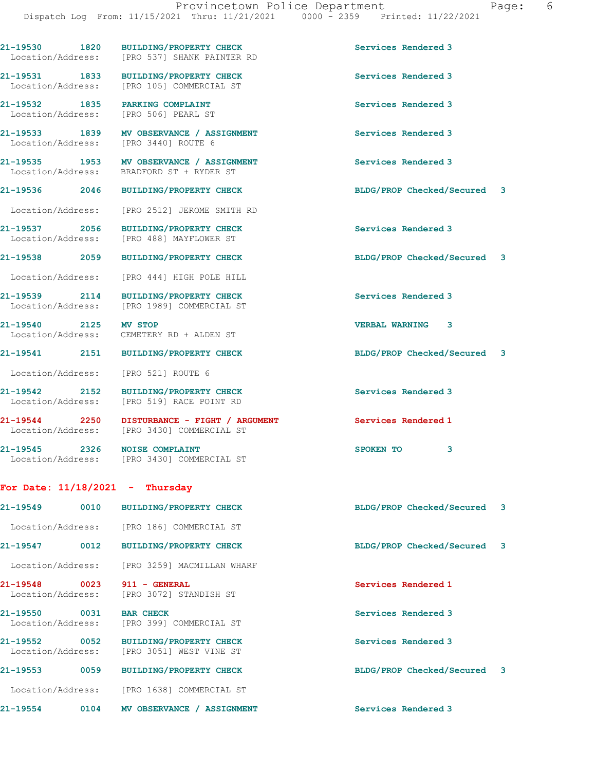21-19530 1820 BUILDING/PROPERTY CHECK Services Rendered 3
Location/Address: [PRO 537] SHANK PAINTER RD

21-19531 1833 BUILDING/PROPERTY CHECK Services Rendered 3
Location/Address: [PRO 105] COMMERCIAL ST

21-19532 1835 PARKING COMPLAINT Services Rendered 3
Location/Address: [PRO 506] PEARL ST

21-19533 1839 MV OBSERVANCE / ASSIGNMENT Services Rendered 3
Location/Address: [PRO 3440] ROUTE 6

21-19535 1953 MV OBSERVANCE / ASSIGNMENT Services Rendered 3
Location/Address: BRADFORD ST + RYDER ST

21-19536 2046 BUILDING/PROPERTY CHECK BLDG/PROP Checked/Secured 3
Location/Address: [PRO 2512] JEROME SMITH RD

21-19537 2056 BUILDING/PROPERTY CHECK Services Rendered 3
Location/Address: [PRO 488] MAYFLOWER ST

21-19538 2059 BUILDING/PROPERTY CHECK BLDG/PROP Checked/Secured 3
Location/Address: [PRO 444] HIGH POLE HILL

21-19539 2114 BUILDING/PROPERTY CHECK Services Rendered 3
Location/Address: [PRO 1989] COMMERCIAL ST

21-19540 2125 MV STOP VERBAL WARNING 3
Location/Address: CEMETERY RD + ALDEN ST

21-19541 2151 BUILDING/PROPERTY CHECK BLDG/PROP Checked/Secured 3
Location/Address: [PRO 521] ROUTE 6

21-19542 2152 BUILDING/PROPERTY CHECK Services Rendered 3
Location/Address: [PRO 519] RACE POINT RD

21-19544 2250 DISTURBANCE - FIGHT / ARGUMENT Services Rendered 1
Location/Address: [PRO 3430] COMMERCIAL ST

21-19545 2326 NOISE COMPLAINT SPOKEN TO 3
Location/Address: [PRO 3430] COMMERCIAL ST

**For Date: 11/18/2021 - Thursday**

21-19549 0010 BUILDING/PROPERTY CHECK BLDG/PROP Checked/Secured 3
Location/Address: [PRO 186] COMMERCIAL ST

21-19547 0012 BUILDING/PROPERTY CHECK BLDG/PROP Checked/Secured 3
Location/Address: [PRO 3259] MACMILLAN WHARF

21-19548 0023 911 - GENERAL Services Rendered 1
Location/Address: [PRO 3072] STANDISH ST

21-19550 0031 BAR CHECK Services Rendered 3
Location/Address: [PRO 399] COMMERCIAL ST

21-19552 0052 BUILDING/PROPERTY CHECK Services Rendered 3
Location/Address: [PRO 3051] WEST VINE ST

21-19553 0059 BUILDING/PROPERTY CHECK BLDG/PROP Checked/Secured 3
Location/Address: [PRO 1638] COMMERCIAL ST

21-19554 0104 MV OBSERVANCE / ASSIGNMENT Services Rendered 3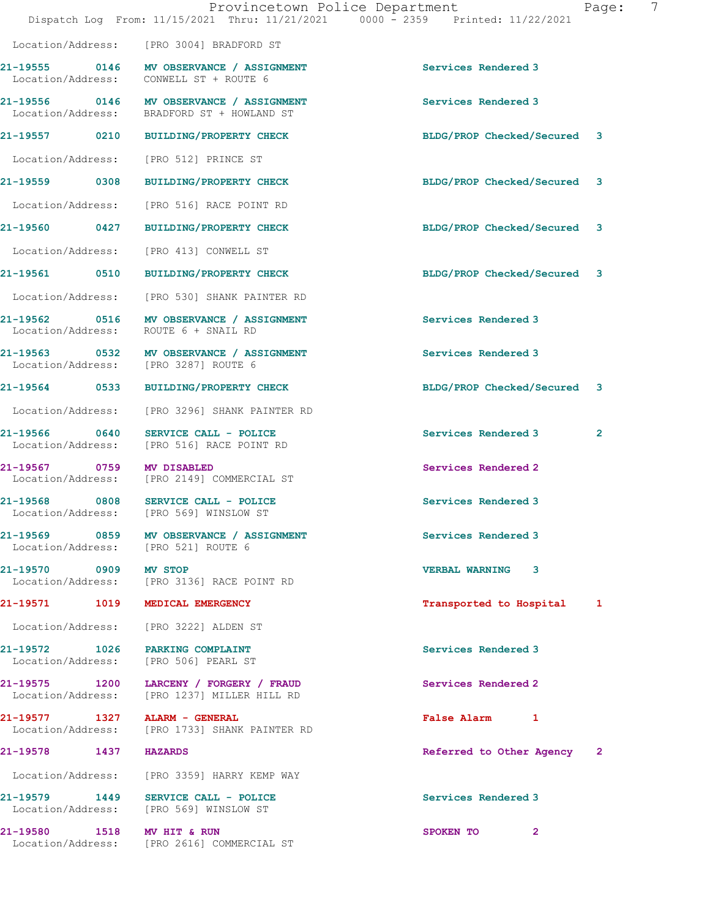Location/Address: [PRO 3004] BRADFORD ST

21-19555 0146 MV OBSERVANCE / ASSIGNMENT Services Rendered 3
Location/Address: CONWELL ST + ROUTE 6

21-19556 0146 MV OBSERVANCE / ASSIGNMENT Services Rendered 3
Location/Address: BRADFORD ST + HOWLAND ST

21-19557 0210 BUILDING/PROPERTY CHECK BLDG/PROP Checked/Secured 3
Location/Address: [PRO 512] PRINCE ST

21-19559 0308 BUILDING/PROPERTY CHECK BLDG/PROP Checked/Secured 3
Location/Address: [PRO 516] RACE POINT RD

21-19560 0427 BUILDING/PROPERTY CHECK BLDG/PROP Checked/Secured 3
Location/Address: [PRO 413] CONWELL ST

21-19561 0510 BUILDING/PROPERTY CHECK BLDG/PROP Checked/Secured 3
Location/Address: [PRO 530] SHANK PAINTER RD

21-19562 0516 MV OBSERVANCE / ASSIGNMENT Services Rendered 3
Location/Address: ROUTE 6 + SNAIL RD

21-19563 0532 MV OBSERVANCE / ASSIGNMENT Services Rendered 3
Location/Address: [PRO 3287] ROUTE 6

21-19564 0533 BUILDING/PROPERTY CHECK BLDG/PROP Checked/Secured 3
Location/Address: [PRO 3296] SHANK PAINTER RD

21-19566 0640 SERVICE CALL - POLICE Services Rendered 3 2
Location/Address: [PRO 516] RACE POINT RD

21-19567 0759 MV DISABLED Services Rendered 2
Location/Address: [PRO 2149] COMMERCIAL ST

21-19568 0808 SERVICE CALL - POLICE Services Rendered 3
Location/Address: [PRO 569] WINSLOW ST

21-19569 0859 MV OBSERVANCE / ASSIGNMENT Services Rendered 3
Location/Address: [PRO 521] ROUTE 6

21-19570 0909 MV STOP VERBAL WARNING 3
Location/Address: [PRO 3136] RACE POINT RD

21-19571 1019 MEDICAL EMERGENCY Transported to Hospital 1
Location/Address: [PRO 3222] ALDEN ST

21-19572 1026 PARKING COMPLAINT Services Rendered 3
Location/Address: [PRO 506] PEARL ST

21-19575 1200 LARCENY / FORGERY / FRAUD Services Rendered 2
Location/Address: [PRO 1237] MILLER HILL RD

21-19577 1327 ALARM - GENERAL False Alarm 1
Location/Address: [PRO 1733] SHANK PAINTER RD

21-19578 1437 HAZARDS Referred to Other Agency 2
Location/Address: [PRO 3359] HARRY KEMP WAY

21-19579 1449 SERVICE CALL - POLICE Services Rendered 3
Location/Address: [PRO 569] WINSLOW ST

21-19580 1518 MV HIT & RUN SPOKEN TO 2
Location/Address: [PRO 2616] COMMERCIAL ST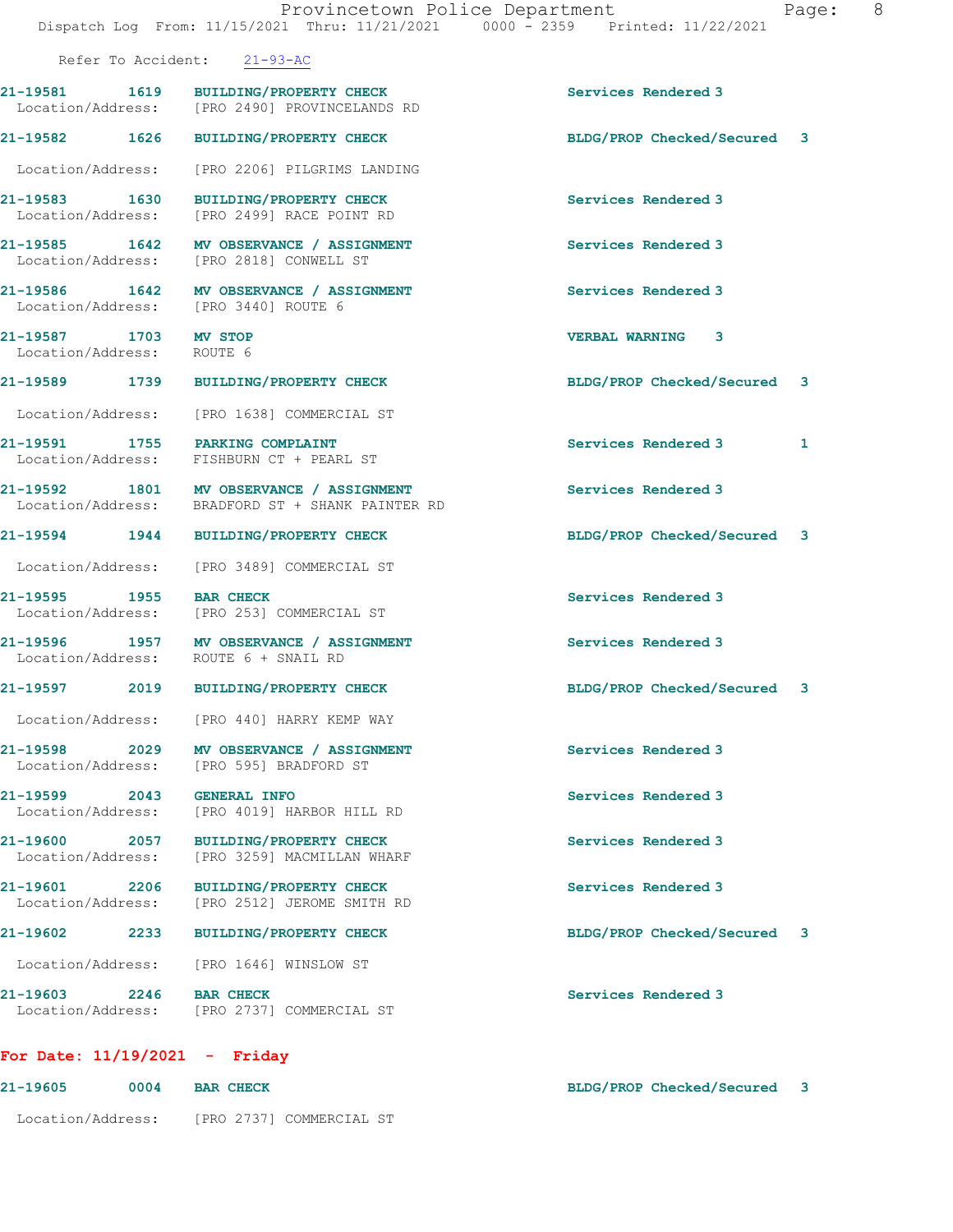Refer To Accident: 21-93-AC

**21-19581 1619 BUILDING/PROPERTY CHECK** Services Rendered 3
Location/Address: [PRO 2490] PROVINCELANDS RD

**21-19582 1626 BUILDING/PROPERTY CHECK** BLDG/PROP Checked/Secured 3
Location/Address: [PRO 2206] PILGRIMS LANDING

**21-19583 1630 BUILDING/PROPERTY CHECK** Services Rendered 3
Location/Address: [PRO 2499] RACE POINT RD

**21-19585 1642 MV OBSERVANCE / ASSIGNMENT** Services Rendered 3
Location/Address: [PRO 2818] CONWELL ST

**21-19586 1642 MV OBSERVANCE / ASSIGNMENT** Services Rendered 3
Location/Address: [PRO 3440] ROUTE 6

**21-19587 1703 MV STOP** VERBAL WARNING 3
Location/Address: ROUTE 6

**21-19589 1739 BUILDING/PROPERTY CHECK** BLDG/PROP Checked/Secured 3
Location/Address: [PRO 1638] COMMERCIAL ST

**21-19591 1755 PARKING COMPLAINT** Services Rendered 3 1
Location/Address: FISHBURN CT + PEARL ST

**21-19592 1801 MV OBSERVANCE / ASSIGNMENT** Services Rendered 3
Location/Address: BRADFORD ST + SHANK PAINTER RD

**21-19594 1944 BUILDING/PROPERTY CHECK** BLDG/PROP Checked/Secured 3
Location/Address: [PRO 3489] COMMERCIAL ST

**21-19595 1955 BAR CHECK** Services Rendered 3
Location/Address: [PRO 253] COMMERCIAL ST

**21-19596 1957 MV OBSERVANCE / ASSIGNMENT** Services Rendered 3
Location/Address: ROUTE 6 + SNAIL RD

**21-19597 2019 BUILDING/PROPERTY CHECK** BLDG/PROP Checked/Secured 3
Location/Address: [PRO 440] HARRY KEMP WAY

**21-19598 2029 MV OBSERVANCE / ASSIGNMENT** Services Rendered 3
Location/Address: [PRO 595] BRADFORD ST

**21-19599 2043 GENERAL INFO** Services Rendered 3
Location/Address: [PRO 4019] HARBOR HILL RD

**21-19600 2057 BUILDING/PROPERTY CHECK** Services Rendered 3
Location/Address: [PRO 3259] MACMILLAN WHARF

**21-19601 2206 BUILDING/PROPERTY CHECK** Services Rendered 3
Location/Address: [PRO 2512] JEROME SMITH RD

**21-19602 2233 BUILDING/PROPERTY CHECK** BLDG/PROP Checked/Secured 3
Location/Address: [PRO 1646] WINSLOW ST

**21-19603 2246 BAR CHECK** Services Rendered 3
Location/Address: [PRO 2737] COMMERCIAL ST

**For Date: 11/19/2021 - Friday**

**21-19605 0004 BAR CHECK** BLDG/PROP Checked/Secured 3
Location/Address: [PRO 2737] COMMERCIAL ST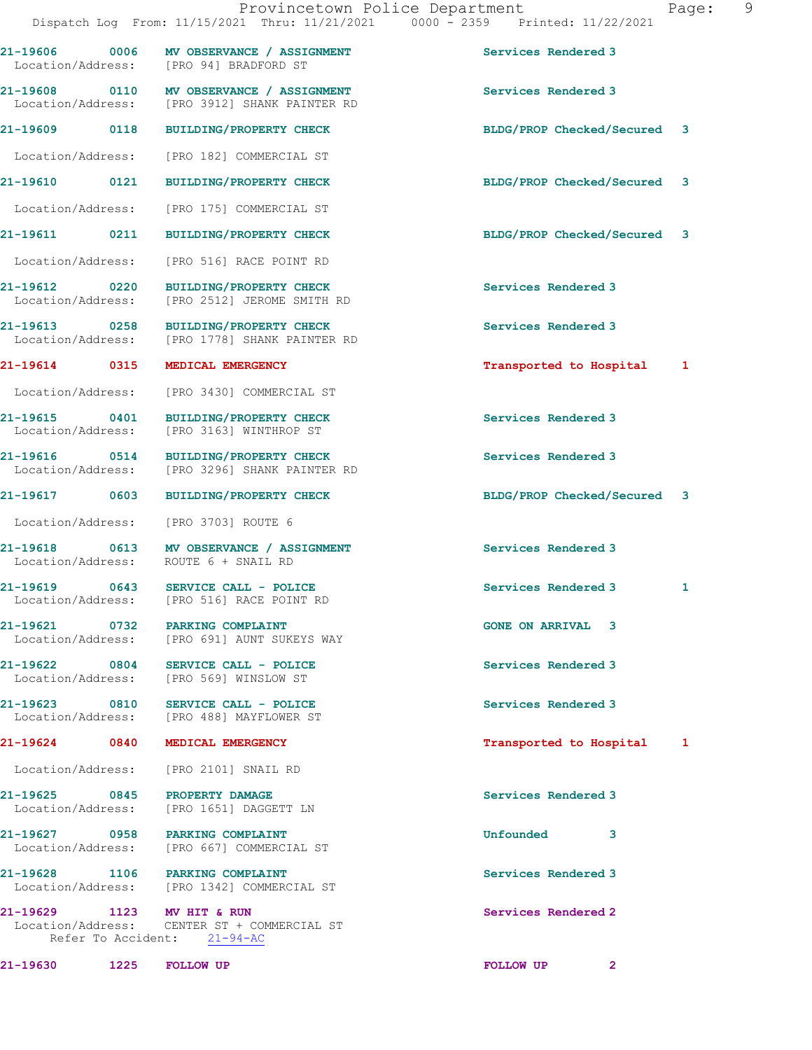Dispatch Log From: 11/15/2021 Thru: 11/21/2021 0000 - 2359 Printed: 11/22/2021

**21-19606 0006 MV OBSERVANCE / ASSIGNMENT** Services Rendered 3
Location/Address: [PRO 94] BRADFORD ST

**21-19608 0110 MV OBSERVANCE / ASSIGNMENT** Services Rendered 3
Location/Address: [PRO 3912] SHANK PAINTER RD

**21-19609 0118 BUILDING/PROPERTY CHECK** BLDG/PROP Checked/Secured 3
Location/Address: [PRO 182] COMMERCIAL ST

**21-19610 0121 BUILDING/PROPERTY CHECK** BLDG/PROP Checked/Secured 3
Location/Address: [PRO 175] COMMERCIAL ST

**21-19611 0211 BUILDING/PROPERTY CHECK** BLDG/PROP Checked/Secured 3
Location/Address: [PRO 516] RACE POINT RD

**21-19612 0220 BUILDING/PROPERTY CHECK** Services Rendered 3
Location/Address: [PRO 2512] JEROME SMITH RD

**21-19613 0258 BUILDING/PROPERTY CHECK** Services Rendered 3
Location/Address: [PRO 1778] SHANK PAINTER RD

**21-19614 0315 MEDICAL EMERGENCY** Transported to Hospital 1
Location/Address: [PRO 3430] COMMERCIAL ST

**21-19615 0401 BUILDING/PROPERTY CHECK** Services Rendered 3
Location/Address: [PRO 3163] WINTHROP ST

**21-19616 0514 BUILDING/PROPERTY CHECK** Services Rendered 3
Location/Address: [PRO 3296] SHANK PAINTER RD

**21-19617 0603 BUILDING/PROPERTY CHECK** BLDG/PROP Checked/Secured 3
Location/Address: [PRO 3703] ROUTE 6

**21-19618 0613 MV OBSERVANCE / ASSIGNMENT** Services Rendered 3
Location/Address: ROUTE 6 + SNAIL RD

**21-19619 0643 SERVICE CALL - POLICE** Services Rendered 3 1
Location/Address: [PRO 516] RACE POINT RD

**21-19621 0732 PARKING COMPLAINT** GONE ON ARRIVAL 3
Location/Address: [PRO 691] AUNT SUKEYS WAY

**21-19622 0804 SERVICE CALL - POLICE** Services Rendered 3
Location/Address: [PRO 569] WINSLOW ST

**21-19623 0810 SERVICE CALL - POLICE** Services Rendered 3
Location/Address: [PRO 488] MAYFLOWER ST

**21-19624 0840 MEDICAL EMERGENCY** Transported to Hospital 1
Location/Address: [PRO 2101] SNAIL RD

**21-19625 0845 PROPERTY DAMAGE** Services Rendered 3
Location/Address: [PRO 1651] DAGGETT LN

**21-19627 0958 PARKING COMPLAINT** Unfounded 3
Location/Address: [PRO 667] COMMERCIAL ST

**21-19628 1106 PARKING COMPLAINT** Services Rendered 3
Location/Address: [PRO 1342] COMMERCIAL ST

**21-19629 1123 MV HIT & RUN** Services Rendered 2
Location/Address: CENTER ST + COMMERCIAL ST
Refer To Accident: 21-94-AC

**21-19630 1225 FOLLOW UP** FOLLOW UP 2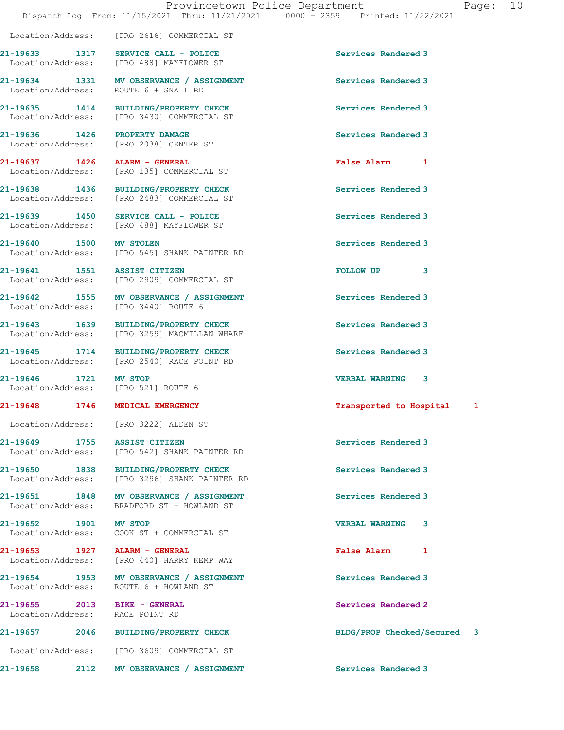Location/Address: [PRO 2616] COMMERCIAL ST

| Call No. | Time | Call Reason | Action | Priority |
|---|---|---|---|---|
| 21-19633 | 1317 | SERVICE CALL - POLICE | Services Rendered | 3 |
| | | Location/Address: [PRO 488] MAYFLOWER ST | | |
| 21-19634 | 1331 | MV OBSERVANCE / ASSIGNMENT | Services Rendered | 3 |
| | | Location/Address: ROUTE 6 + SNAIL RD | | |
| 21-19635 | 1414 | BUILDING/PROPERTY CHECK | Services Rendered | 3 |
| | | Location/Address: [PRO 3430] COMMERCIAL ST | | |
| 21-19636 | 1426 | PROPERTY DAMAGE | Services Rendered | 3 |
| | | Location/Address: [PRO 2038] CENTER ST | | |
| 21-19637 | 1426 | ALARM - GENERAL | False Alarm | 1 |
| | | Location/Address: [PRO 135] COMMERCIAL ST | | |
| 21-19638 | 1436 | BUILDING/PROPERTY CHECK | Services Rendered | 3 |
| | | Location/Address: [PRO 2483] COMMERCIAL ST | | |
| 21-19639 | 1450 | SERVICE CALL - POLICE | Services Rendered | 3 |
| | | Location/Address: [PRO 488] MAYFLOWER ST | | |
| 21-19640 | 1500 | MV STOLEN | Services Rendered | 3 |
| | | Location/Address: [PRO 545] SHANK PAINTER RD | | |
| 21-19641 | 1551 | ASSIST CITIZEN | FOLLOW UP | 3 |
| | | Location/Address: [PRO 2909] COMMERCIAL ST | | |
| 21-19642 | 1555 | MV OBSERVANCE / ASSIGNMENT | Services Rendered | 3 |
| | | Location/Address: [PRO 3440] ROUTE 6 | | |
| 21-19643 | 1639 | BUILDING/PROPERTY CHECK | Services Rendered | 3 |
| | | Location/Address: [PRO 3259] MACMILLAN WHARF | | |
| 21-19645 | 1714 | BUILDING/PROPERTY CHECK | Services Rendered | 3 |
| | | Location/Address: [PRO 2540] RACE POINT RD | | |
| 21-19646 | 1721 | MV STOP | VERBAL WARNING | 3 |
| | | Location/Address: [PRO 521] ROUTE 6 | | |
| 21-19648 | 1746 | MEDICAL EMERGENCY | Transported to Hospital | 1 |
| | | Location/Address: [PRO 3222] ALDEN ST | | |
| 21-19649 | 1755 | ASSIST CITIZEN | Services Rendered | 3 |
| | | Location/Address: [PRO 542] SHANK PAINTER RD | | |
| 21-19650 | 1838 | BUILDING/PROPERTY CHECK | Services Rendered | 3 |
| | | Location/Address: [PRO 3296] SHANK PAINTER RD | | |
| 21-19651 | 1848 | MV OBSERVANCE / ASSIGNMENT | Services Rendered | 3 |
| | | Location/Address: BRADFORD ST + HOWLAND ST | | |
| 21-19652 | 1901 | MV STOP | VERBAL WARNING | 3 |
| | | Location/Address: COOK ST + COMMERCIAL ST | | |
| 21-19653 | 1927 | ALARM - GENERAL | False Alarm | 1 |
| | | Location/Address: [PRO 440] HARRY KEMP WAY | | |
| 21-19654 | 1953 | MV OBSERVANCE / ASSIGNMENT | Services Rendered | 3 |
| | | Location/Address: ROUTE 6 + HOWLAND ST | | |
| 21-19655 | 2013 | BIKE - GENERAL | Services Rendered | 2 |
| | | Location/Address: RACE POINT RD | | |
| 21-19657 | 2046 | BUILDING/PROPERTY CHECK | BLDG/PROP Checked/Secured | 3 |
| | | Location/Address: [PRO 3609] COMMERCIAL ST | | |
| 21-19658 | 2112 | MV OBSERVANCE / ASSIGNMENT | Services Rendered | 3 |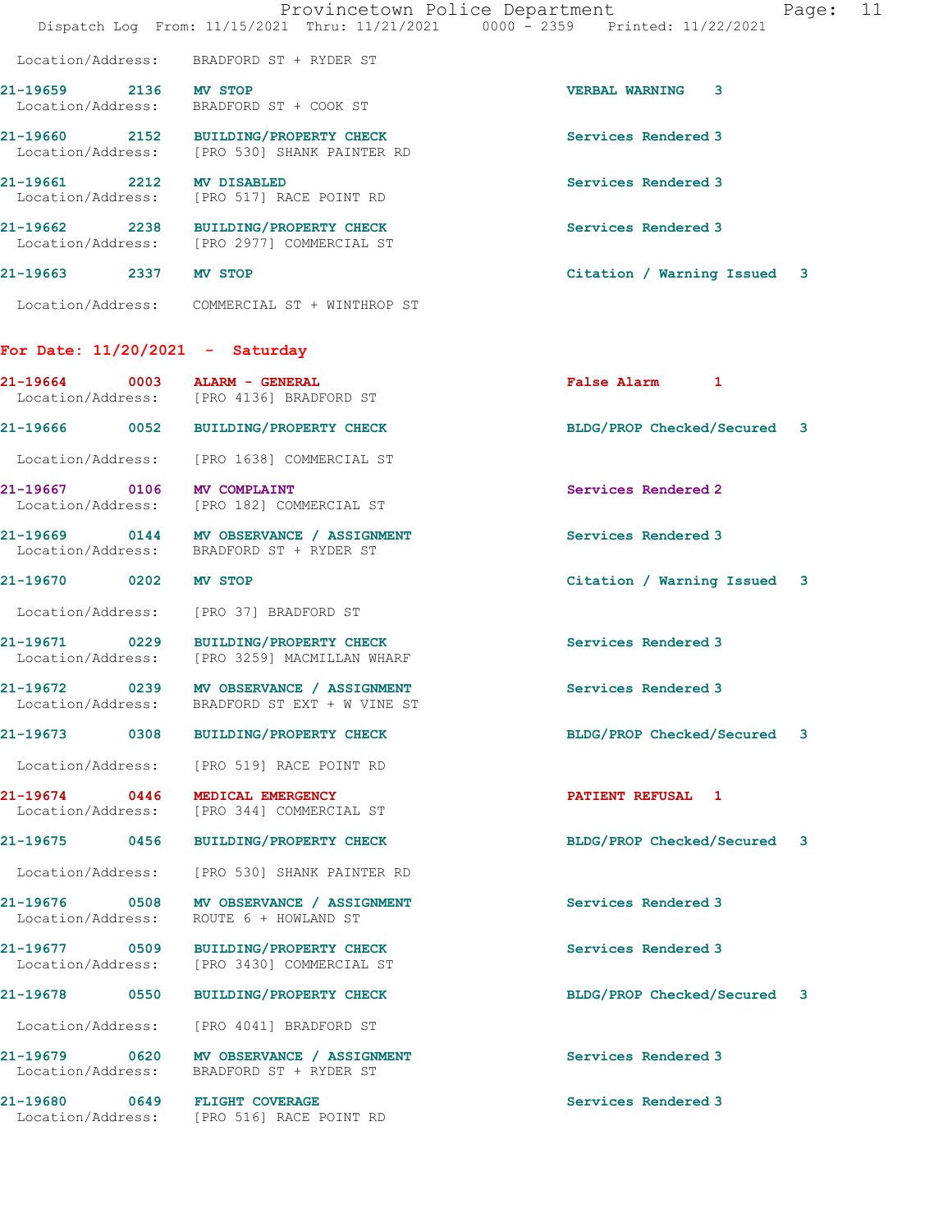Location/Address: BRADFORD ST + RYDER ST

21-19659 2136 MV STOP VERBAL WARNING 3
Location/Address: BRADFORD ST + COOK ST

21-19660 2152 BUILDING/PROPERTY CHECK Services Rendered 3
Location/Address: [PRO 530] SHANK PAINTER RD

21-19661 2212 MV DISABLED Services Rendered 3
Location/Address: [PRO 517] RACE POINT RD

21-19662 2238 BUILDING/PROPERTY CHECK Services Rendered 3
Location/Address: [PRO 2977] COMMERCIAL ST

21-19663 2337 MV STOP Citation / Warning Issued 3
Location/Address: COMMERCIAL ST + WINTHROP ST

## For Date: 11/20/2021 - Saturday

21-19664 0003 ALARM - GENERAL False Alarm 1
Location/Address: [PRO 4136] BRADFORD ST

21-19666 0052 BUILDING/PROPERTY CHECK BLDG/PROP Checked/Secured 3
Location/Address: [PRO 1638] COMMERCIAL ST

21-19667 0106 MV COMPLAINT Services Rendered 2
Location/Address: [PRO 182] COMMERCIAL ST

21-19669 0144 MV OBSERVANCE / ASSIGNMENT Services Rendered 3
Location/Address: BRADFORD ST + RYDER ST

21-19670 0202 MV STOP Citation / Warning Issued 3
Location/Address: [PRO 37] BRADFORD ST

21-19671 0229 BUILDING/PROPERTY CHECK Services Rendered 3
Location/Address: [PRO 3259] MACMILLAN WHARF

21-19672 0239 MV OBSERVANCE / ASSIGNMENT Services Rendered 3
Location/Address: BRADFORD ST EXT + W VINE ST

21-19673 0308 BUILDING/PROPERTY CHECK BLDG/PROP Checked/Secured 3
Location/Address: [PRO 519] RACE POINT RD

21-19674 0446 MEDICAL EMERGENCY PATIENT REFUSAL 1
Location/Address: [PRO 344] COMMERCIAL ST

21-19675 0456 BUILDING/PROPERTY CHECK BLDG/PROP Checked/Secured 3
Location/Address: [PRO 530] SHANK PAINTER RD

21-19676 0508 MV OBSERVANCE / ASSIGNMENT Services Rendered 3
Location/Address: ROUTE 6 + HOWLAND ST

21-19677 0509 BUILDING/PROPERTY CHECK Services Rendered 3
Location/Address: [PRO 3430] COMMERCIAL ST

21-19678 0550 BUILDING/PROPERTY CHECK BLDG/PROP Checked/Secured 3
Location/Address: [PRO 4041] BRADFORD ST

21-19679 0620 MV OBSERVANCE / ASSIGNMENT Services Rendered 3
Location/Address: BRADFORD ST + RYDER ST

21-19680 0649 FLIGHT COVERAGE Services Rendered 3
Location/Address: [PRO 516] RACE POINT RD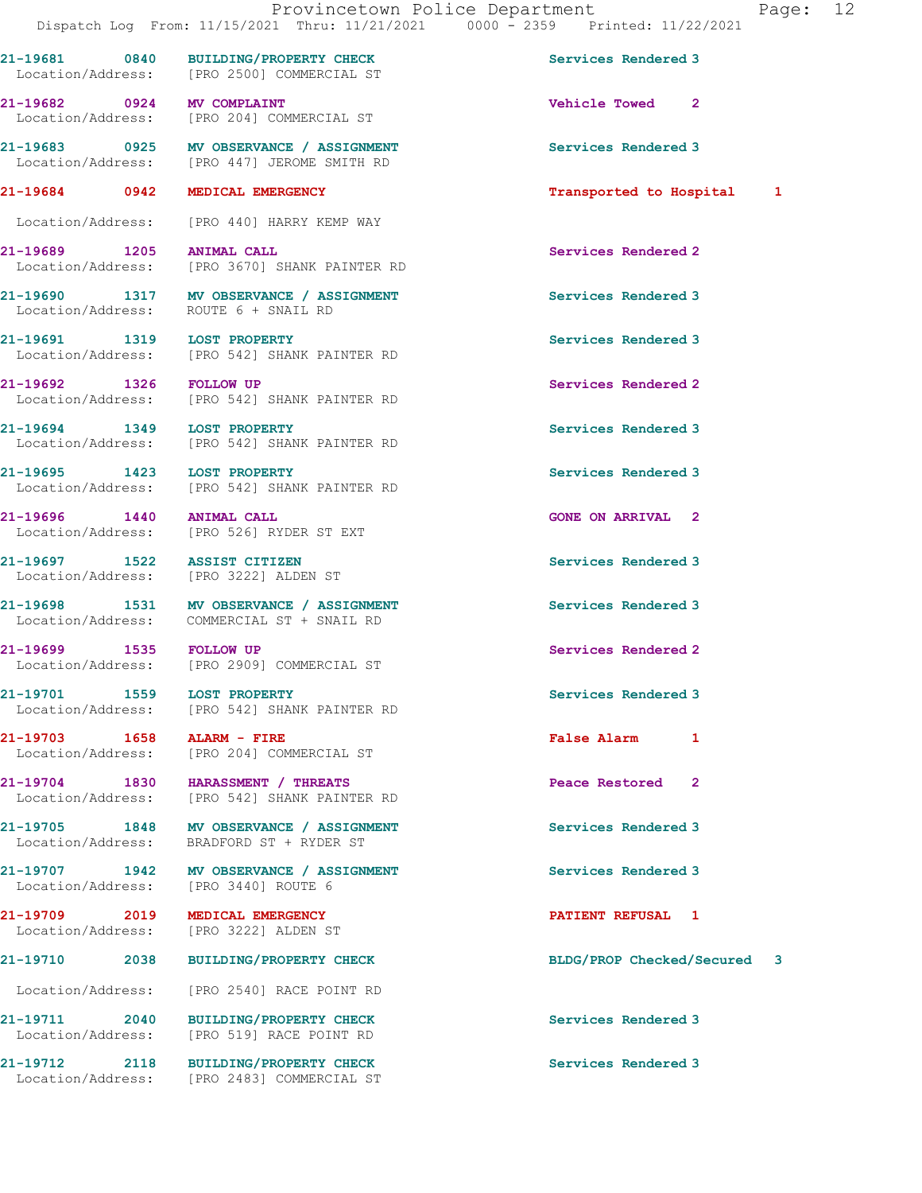21-19681 0840 BUILDING/PROPERTY CHECK Services Rendered 3
Location/Address: [PRO 2500] COMMERCIAL ST

21-19682 0924 MV COMPLAINT Vehicle Towed 2
Location/Address: [PRO 204] COMMERCIAL ST

21-19683 0925 MV OBSERVANCE / ASSIGNMENT Services Rendered 3
Location/Address: [PRO 447] JEROME SMITH RD

21-19684 0942 MEDICAL EMERGENCY Transported to Hospital 1
Location/Address: [PRO 440] HARRY KEMP WAY

21-19689 1205 ANIMAL CALL Services Rendered 2
Location/Address: [PRO 3670] SHANK PAINTER RD

21-19690 1317 MV OBSERVANCE / ASSIGNMENT Services Rendered 3
Location/Address: ROUTE 6 + SNAIL RD

21-19691 1319 LOST PROPERTY Services Rendered 3
Location/Address: [PRO 542] SHANK PAINTER RD

21-19692 1326 FOLLOW UP Services Rendered 2
Location/Address: [PRO 542] SHANK PAINTER RD

21-19694 1349 LOST PROPERTY Services Rendered 3
Location/Address: [PRO 542] SHANK PAINTER RD

21-19695 1423 LOST PROPERTY Services Rendered 3
Location/Address: [PRO 542] SHANK PAINTER RD

21-19696 1440 ANIMAL CALL GONE ON ARRIVAL 2
Location/Address: [PRO 526] RYDER ST EXT

21-19697 1522 ASSIST CITIZEN Services Rendered 3
Location/Address: [PRO 3222] ALDEN ST

21-19698 1531 MV OBSERVANCE / ASSIGNMENT Services Rendered 3
Location/Address: COMMERCIAL ST + SNAIL RD

21-19699 1535 FOLLOW UP Services Rendered 2
Location/Address: [PRO 2909] COMMERCIAL ST

21-19701 1559 LOST PROPERTY Services Rendered 3
Location/Address: [PRO 542] SHANK PAINTER RD

21-19703 1658 ALARM - FIRE False Alarm 1
Location/Address: [PRO 204] COMMERCIAL ST

21-19704 1830 HARASSMENT / THREATS Peace Restored 2
Location/Address: [PRO 542] SHANK PAINTER RD

21-19705 1848 MV OBSERVANCE / ASSIGNMENT Services Rendered 3
Location/Address: BRADFORD ST + RYDER ST

21-19707 1942 MV OBSERVANCE / ASSIGNMENT Services Rendered 3
Location/Address: [PRO 3440] ROUTE 6

21-19709 2019 MEDICAL EMERGENCY PATIENT REFUSAL 1
Location/Address: [PRO 3222] ALDEN ST

21-19710 2038 BUILDING/PROPERTY CHECK BLDG/PROP Checked/Secured 3
Location/Address: [PRO 2540] RACE POINT RD

21-19711 2040 BUILDING/PROPERTY CHECK Services Rendered 3
Location/Address: [PRO 519] RACE POINT RD

21-19712 2118 BUILDING/PROPERTY CHECK Services Rendered 3
Location/Address: [PRO 2483] COMMERCIAL ST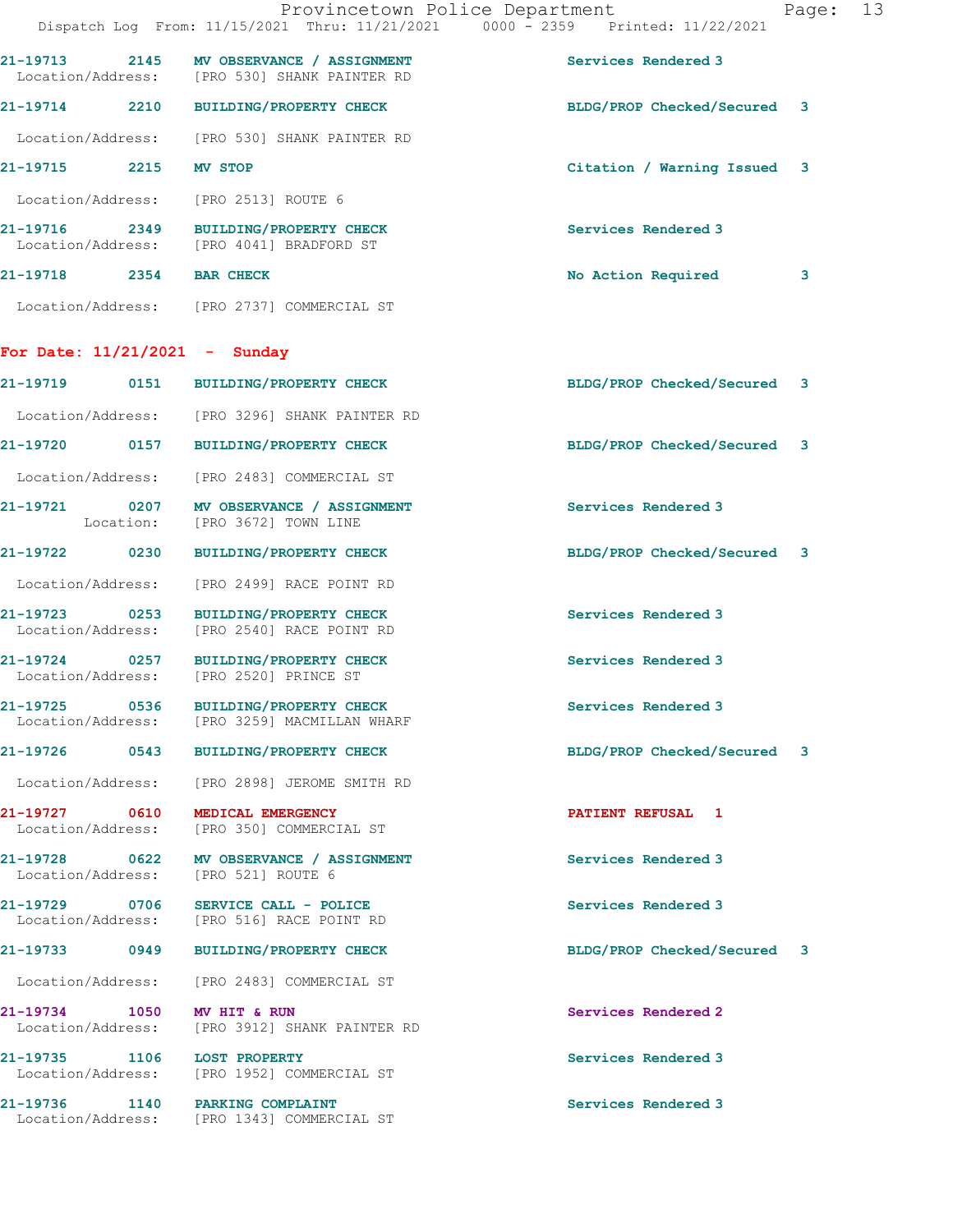21-19713 2145 MV OBSERVANCE / ASSIGNMENT Services Rendered 3
Location/Address: [PRO 530] SHANK PAINTER RD

21-19714 2210 BUILDING/PROPERTY CHECK BLDG/PROP Checked/Secured 3
Location/Address: [PRO 530] SHANK PAINTER RD

21-19715 2215 MV STOP Citation / Warning Issued 3
Location/Address: [PRO 2513] ROUTE 6

21-19716 2349 BUILDING/PROPERTY CHECK Services Rendered 3
Location/Address: [PRO 4041] BRADFORD ST

21-19718 2354 BAR CHECK No Action Required 3
Location/Address: [PRO 2737] COMMERCIAL ST

**For Date: 11/21/2021 - Sunday**

21-19719 0151 BUILDING/PROPERTY CHECK BLDG/PROP Checked/Secured 3
Location/Address: [PRO 3296] SHANK PAINTER RD

21-19720 0157 BUILDING/PROPERTY CHECK BLDG/PROP Checked/Secured 3
Location/Address: [PRO 2483] COMMERCIAL ST

21-19721 0207 MV OBSERVANCE / ASSIGNMENT Services Rendered 3
Location: [PRO 3672] TOWN LINE

21-19722 0230 BUILDING/PROPERTY CHECK BLDG/PROP Checked/Secured 3
Location/Address: [PRO 2499] RACE POINT RD

21-19723 0253 BUILDING/PROPERTY CHECK Services Rendered 3
Location/Address: [PRO 2540] RACE POINT RD

21-19724 0257 BUILDING/PROPERTY CHECK Services Rendered 3
Location/Address: [PRO 2520] PRINCE ST

21-19725 0536 BUILDING/PROPERTY CHECK Services Rendered 3
Location/Address: [PRO 3259] MACMILLAN WHARF

21-19726 0543 BUILDING/PROPERTY CHECK BLDG/PROP Checked/Secured 3
Location/Address: [PRO 2898] JEROME SMITH RD

21-19727 0610 MEDICAL EMERGENCY PATIENT REFUSAL 1
Location/Address: [PRO 350] COMMERCIAL ST

21-19728 0622 MV OBSERVANCE / ASSIGNMENT Services Rendered 3
Location/Address: [PRO 521] ROUTE 6

21-19729 0706 SERVICE CALL - POLICE Services Rendered 3
Location/Address: [PRO 516] RACE POINT RD

21-19733 0949 BUILDING/PROPERTY CHECK BLDG/PROP Checked/Secured 3
Location/Address: [PRO 2483] COMMERCIAL ST

21-19734 1050 MV HIT & RUN Services Rendered 2
Location/Address: [PRO 3912] SHANK PAINTER RD

21-19735 1106 LOST PROPERTY Services Rendered 3
Location/Address: [PRO 1952] COMMERCIAL ST

21-19736 1140 PARKING COMPLAINT Services Rendered 3
Location/Address: [PRO 1343] COMMERCIAL ST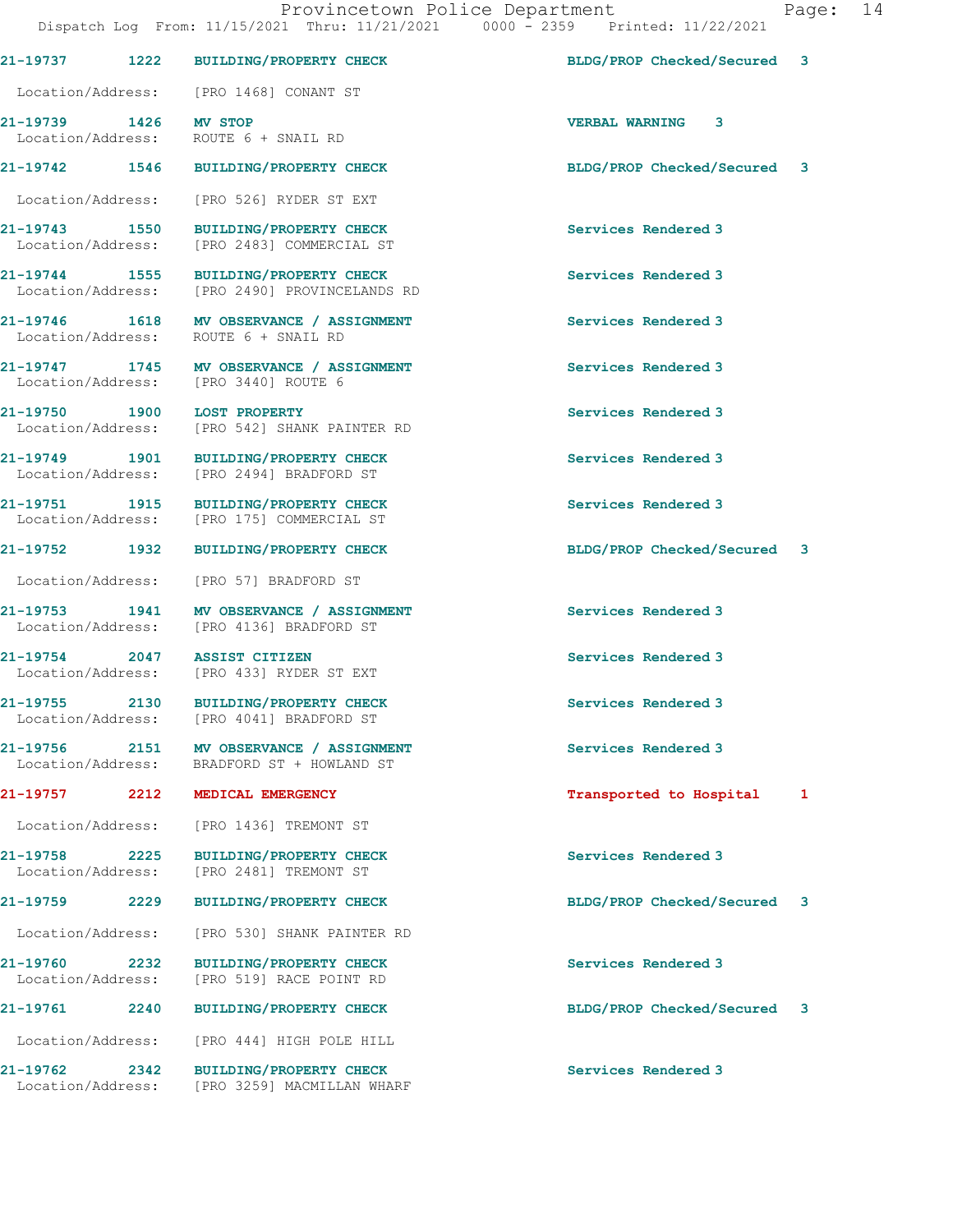| | | | | |
|---|---|---|---|---|
| 21-19737 | 1222 | BUILDING/PROPERTY CHECK | BLDG/PROP Checked/Secured | 3 |
| Location/Address: | | [PRO 1468] CONANT ST | | |
| 21-19739 | 1426 | MV STOP | VERBAL WARNING | 3 |
| Location/Address: | | ROUTE 6 + SNAIL RD | | |
| 21-19742 | 1546 | BUILDING/PROPERTY CHECK | BLDG/PROP Checked/Secured | 3 |
| Location/Address: | | [PRO 526] RYDER ST EXT | | |
| 21-19743 | 1550 | BUILDING/PROPERTY CHECK | Services Rendered | 3 |
| Location/Address: | | [PRO 2483] COMMERCIAL ST | | |
| 21-19744 | 1555 | BUILDING/PROPERTY CHECK | Services Rendered | 3 |
| Location/Address: | | [PRO 2490] PROVINCELANDS RD | | |
| 21-19746 | 1618 | MV OBSERVANCE / ASSIGNMENT | Services Rendered | 3 |
| Location/Address: | | ROUTE 6 + SNAIL RD | | |
| 21-19747 | 1745 | MV OBSERVANCE / ASSIGNMENT | Services Rendered | 3 |
| Location/Address: | | [PRO 3440] ROUTE 6 | | |
| 21-19750 | 1900 | LOST PROPERTY | Services Rendered | 3 |
| Location/Address: | | [PRO 542] SHANK PAINTER RD | | |
| 21-19749 | 1901 | BUILDING/PROPERTY CHECK | Services Rendered | 3 |
| Location/Address: | | [PRO 2494] BRADFORD ST | | |
| 21-19751 | 1915 | BUILDING/PROPERTY CHECK | Services Rendered | 3 |
| Location/Address: | | [PRO 175] COMMERCIAL ST | | |
| 21-19752 | 1932 | BUILDING/PROPERTY CHECK | BLDG/PROP Checked/Secured | 3 |
| Location/Address: | | [PRO 57] BRADFORD ST | | |
| 21-19753 | 1941 | MV OBSERVANCE / ASSIGNMENT | Services Rendered | 3 |
| Location/Address: | | [PRO 4136] BRADFORD ST | | |
| 21-19754 | 2047 | ASSIST CITIZEN | Services Rendered | 3 |
| Location/Address: | | [PRO 433] RYDER ST EXT | | |
| 21-19755 | 2130 | BUILDING/PROPERTY CHECK | Services Rendered | 3 |
| Location/Address: | | [PRO 4041] BRADFORD ST | | |
| 21-19756 | 2151 | MV OBSERVANCE / ASSIGNMENT | Services Rendered | 3 |
| Location/Address: | | BRADFORD ST + HOWLAND ST | | |
| 21-19757 | 2212 | MEDICAL EMERGENCY | Transported to Hospital | 1 |
| Location/Address: | | [PRO 1436] TREMONT ST | | |
| 21-19758 | 2225 | BUILDING/PROPERTY CHECK | Services Rendered | 3 |
| Location/Address: | | [PRO 2481] TREMONT ST | | |
| 21-19759 | 2229 | BUILDING/PROPERTY CHECK | BLDG/PROP Checked/Secured | 3 |
| Location/Address: | | [PRO 530] SHANK PAINTER RD | | |
| 21-19760 | 2232 | BUILDING/PROPERTY CHECK | Services Rendered | 3 |
| Location/Address: | | [PRO 519] RACE POINT RD | | |
| 21-19761 | 2240 | BUILDING/PROPERTY CHECK | BLDG/PROP Checked/Secured | 3 |
| Location/Address: | | [PRO 444] HIGH POLE HILL | | |
| 21-19762 | 2342 | BUILDING/PROPERTY CHECK | Services Rendered | 3 |
| Location/Address: | | [PRO 3259] MACMILLAN WHARF | | |